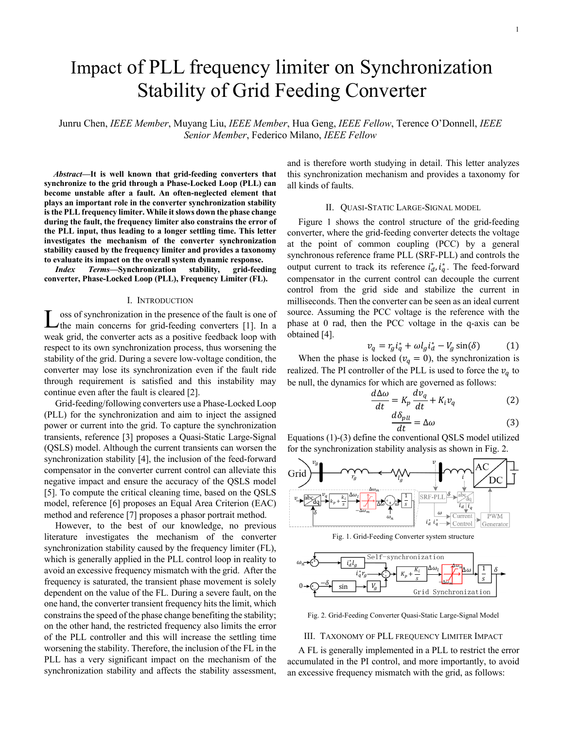# Impact of PLL frequency limiter on Synchronization Stability of Grid Feeding Converter

Junru Chen, *IEEE Member*, Muyang Liu, *IEEE Member*, Hua Geng, *IEEE Fellow*, Terence O'Donnell, *IEEE Senior Member*, Federico Milano, *IEEE Fellow*

***Abstract*—It is well known that grid-feeding converters that synchronize to the grid through a Phase-Locked Loop (PLL) can become unstable after a fault. An often-neglected element that plays an important role in the converter synchronization stability is the PLL frequency limiter. While it slows down the phase change during the fault, the frequency limiter also constrains the error of the PLL input, thus leading to a longer settling time. This letter investigates the mechanism of the converter synchronization stability caused by the frequency limiter and provides a taxonomy to evaluate its impact on the overall system dynamic response.**

***Index Terms*—Synchronization stability, grid-feeding converter, Phase-Locked Loop (PLL), Frequency Limiter (FL).**

## I. Introduction

Loss of synchronization in the presence of the fault is one of the main concerns for grid-feeding converters [1]. In a weak grid, the converter acts as a positive feedback loop with respect to its own synchronization process, thus worsening the stability of the grid. During a severe low-voltage condition, the converter may lose its synchronization even if the fault ride through requirement is satisfied and this instability may continue even after the fault is cleared [2].

Grid-feeding/following converters use a Phase-Locked Loop (PLL) for the synchronization and aim to inject the assigned power or current into the grid. To capture the synchronization transients, reference [3] proposes a Quasi-Static Large-Signal (QSLS) model. Although the current transients can worsen the synchronization stability [4], the inclusion of the feed-forward compensator in the converter current control can alleviate this negative impact and ensure the accuracy of the QSLS model [5]. To compute the critical cleaning time, based on the QSLS model, reference [6] proposes an Equal Area Criterion (EAC) method and reference [7] proposes a phasor portrait method.

However, to the best of our knowledge, no previous literature investigates the mechanism of the converter synchronization stability caused by the frequency limiter (FL), which is generally applied in the PLL control loop in reality to avoid an excessive frequency mismatch with the grid. After the frequency is saturated, the transient phase movement is solely dependent on the value of the FL. During a severe fault, on the one hand, the converter transient frequency hits the limit, which constrains the speed of the phase change benefiting the stability; on the other hand, the restricted frequency also limits the error of the PLL controller and this will increase the settling time worsening the stability. Therefore, the inclusion of the FL in the PLL has a very significant impact on the mechanism of the synchronization stability and affects the stability assessment, and is therefore worth studying in detail. This letter analyzes this synchronization mechanism and provides a taxonomy for all kinds of faults.

## II. Quasi-Static Large-Signal model

Figure 1 shows the control structure of the grid-feeding converter, where the grid-feeding converter detects the voltage at the point of common coupling (PCC) by a general synchronous reference frame PLL (SRF-PLL) and controls the output current to track its reference $i_d^*, i_q^*$. The feed-forward compensator in the current control can decouple the current control from the grid side and stabilize the current in milliseconds. Then the converter can be seen as an ideal current source. Assuming the PCC voltage is the reference with the phase at 0 rad, then the PCC voltage in the q-axis can be obtained [4].

$$v_q = r_g i_q^* + \omega l_g i_d^* - V_g \sin(\delta) \tag{1}$$

When the phase is locked ($v_q = 0$), the synchronization is realized. The PI controller of the PLL is used to force the $v_q$ to be null, the dynamics for which are governed as follows:

$$\frac{d\Delta\omega}{dt} = K_p \frac{dv_q}{dt} + K_i v_q \tag{2}$$

$$\frac{d\delta_{pll}}{dt} = \Delta\omega \tag{3}$$

Equations (1)-(3) define the conventional QSLS model utilized for the synchronization stability analysis as shown in Fig. 2.

Fig. 1. Grid-Feeding Converter system structure

Fig. 2. Grid-Feeding Converter Quasi-Static Large-Signal Model

## III. Taxonomy of PLL frequency limiter Impact

A FL is generally implemented in a PLL to restrict the error accumulated in the PI control, and more importantly, to avoid an excessive frequency mismatch with the grid, as follows: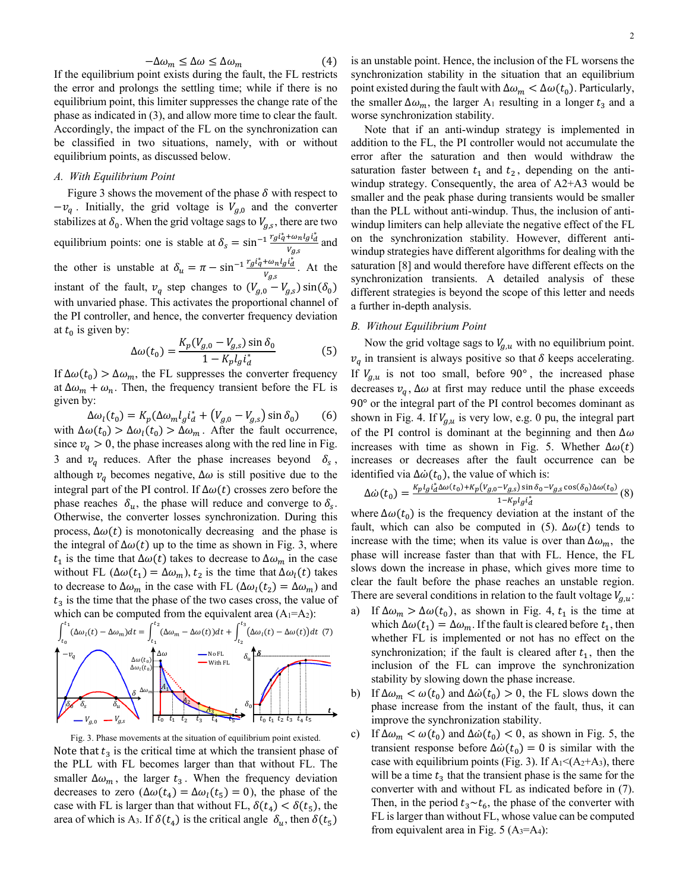$$-\Delta\omega_m \leq \Delta\omega \leq \Delta\omega_m \quad (4)$$

If the equilibrium point exists during the fault, the FL restricts the error and prolongs the settling time; while if there is no equilibrium point, this limiter suppresses the change rate of the phase as indicated in (3), and allow more time to clear the fault. Accordingly, the impact of the FL on the synchronization can be classified in two situations, namely, with or without equilibrium points, as discussed below.

### A. With Equilibrium Point

Figure 3 shows the movement of the phase $\delta$ with respect to $-v_q$. Initially, the grid voltage is $V_{g,0}$ and the converter stabilizes at $\delta_0$. When the grid voltage sags to $V_{g,s}$, there are two equilibrium points: one is stable at $\delta_s = \sin^{-1}\frac{r_g i_q^* + \omega_n l_g i_d^*}{V_{g,s}}$ and the other is unstable at $\delta_u = \pi - \sin^{-1}\frac{r_g i_q^* + \omega_n l_g i_d^*}{V_{g,s}}$. At the instant of the fault, $v_q$ step changes to $(V_{g,0} - V_{g,s})\sin(\delta_0)$ with unvaried phase. This activates the proportional channel of the PI controller, and hence, the converter frequency deviation at $t_0$ is given by:

$$\Delta\omega(t_0) = \frac{K_p(V_{g,0} - V_{g,s})\sin\delta_0}{1 - K_p l_g i_d^*} \quad (5)$$

If $\Delta\omega(t_0) > \Delta\omega_m$, the FL suppresses the converter frequency at $\Delta\omega_m + \omega_n$. Then, the frequency transient before the FL is given by:

$$\Delta\omega_l(t_0) = K_p\left(\Delta\omega_m l_g i_d^* + (V_{g,0} - V_{g,s})\sin\delta_0\right) \quad (6)$$

with $\Delta\omega(t_0) > \Delta\omega_l(t_0) > \Delta\omega_m$. After the fault occurrence, since $v_q > 0$, the phase increases along with the red line in Fig. 3 and $v_q$ reduces. After the phase increases beyond $\delta_s$, although $v_q$ becomes negative, $\Delta\omega$ is still positive due to the integral part of the PI control. If $\Delta\omega(t)$ crosses zero before the phase reaches $\delta_u$, the phase will reduce and converge to $\delta_s$. Otherwise, the converter losses synchronization. During this process, $\Delta\omega(t)$ is monotonically decreasing and the phase is the integral of $\Delta\omega(t)$ up to the time as shown in Fig. 3, where $t_1$ is the time that $\Delta\omega(t)$ takes to decrease to $\Delta\omega_m$ in the case without FL ($\Delta\omega(t_1) = \Delta\omega_m$), $t_2$ is the time that $\Delta\omega_l(t)$ takes to decrease to $\Delta\omega_m$ in the case with FL ($\Delta\omega_l(t_2) = \Delta\omega_m$) and $t_3$ is the time that the phase of the two cases cross, the value of which can be computed from the equivalent area (A1=A2):

$$\int_{t_0}^{t_1}(\Delta\omega_l(t) - \Delta\omega_m)dt = \int_{t_1}^{t_2}(\Delta\omega_m - \Delta\omega(t))dt + \int_{t_2}^{t_3}(\Delta\omega_l(t) - \Delta\omega(t))dt \quad (7)$$

Fig. 3. Phase movements at the situation of equilibrium point existed.

Note that $t_3$ is the critical time at which the transient phase of the PLL with FL becomes larger than that without FL. The smaller $\Delta\omega_m$, the larger $t_3$. When the frequency deviation decreases to zero ($\Delta\omega(t_4) = \Delta\omega_l(t_5) = 0$), the phase of the case with FL is larger than that without FL, $\delta(t_4) < \delta(t_5)$, the area of which is A3. If $\delta(t_4)$ is the critical angle $\delta_u$, then $\delta(t_5)$ is an unstable point. Hence, the inclusion of the FL worsens the synchronization stability in the situation that an equilibrium point existed during the fault with $\Delta\omega_m < \Delta\omega(t_0)$. Particularly, the smaller $\Delta\omega_m$, the larger A1 resulting in a longer $t_3$ and a worse synchronization stability.

Note that if an anti-windup strategy is implemented in addition to the FL, the PI controller would not accumulate the error after the saturation and then would withdraw the saturation faster between $t_1$ and $t_2$, depending on the anti-windup strategy. Consequently, the area of A2+A3 would be smaller and the peak phase during transients would be smaller than the PLL without anti-windup. Thus, the inclusion of anti-windup limiters can help alleviate the negative effect of the FL on the synchronization stability. However, different anti-windup strategies have different algorithms for dealing with the saturation [8] and would therefore have different effects on the synchronization transients. A detailed analysis of these different strategies is beyond the scope of this letter and needs a further in-depth analysis.

### B. Without Equilibrium Point

Now the grid voltage sags to $V_{g,u}$ with no equilibrium point. $v_q$ in transient is always positive so that $\delta$ keeps accelerating. If $V_{g,u}$ is not too small, before 90°, the increased phase decreases $v_q$, $\Delta\omega$ at first may reduce until the phase exceeds 90° or the integral part of the PI control becomes dominant as shown in Fig. 4. If $V_{g,u}$ is very low, e.g. 0 pu, the integral part of the PI control is dominant at the beginning and then $\Delta\omega$ increases with time as shown in Fig. 5. Whether $\Delta\omega(t)$ increases or decreases after the fault occurrence can be identified via $\Delta\dot{\omega}(t_0)$, the value of which is:

$$\Delta\dot{\omega}(t_0) = \frac{K_p l_g i_d^* \Delta\omega(t_0) + K_p(V_{g,0} - V_{g,s})\sin\delta_0 - V_{g,s}\cos(\delta_0)\Delta\omega(t_0)}{1 - K_p l_g i_d^*} \quad (8)$$

where $\Delta\omega(t_0)$ is the frequency deviation at the instant of the fault, which can also be computed in (5). $\Delta\omega(t)$ tends to increase with the time; when its value is over than $\Delta\omega_m$, the phase will increase faster than that with FL. Hence, the FL slows down the increase in phase, which gives more time to clear the fault before the phase reaches an unstable region. There are several conditions in relation to the fault voltage $V_{g,u}$:

a) If $\Delta\omega_m > \Delta\omega(t_0)$, as shown in Fig. 4, $t_1$ is the time at which $\Delta\omega(t_1) = \Delta\omega_m$. If the fault is cleared before $t_1$, then whether FL is implemented or not has no effect on the synchronization; if the fault is cleared after $t_1$, then the inclusion of the FL can improve the synchronization stability by slowing down the phase increase.

b) If $\Delta\omega_m < \omega(t_0)$ and $\Delta\dot{\omega}(t_0) > 0$, the FL slows down the phase increase from the instant of the fault, thus, it can improve the synchronization stability.

c) If $\Delta\omega_m < \omega(t_0)$ and $\Delta\dot{\omega}(t_0) < 0$, as shown in Fig. 5, the transient response before $\Delta\dot{\omega}(t_0) = 0$ is similar with the case with equilibrium points (Fig. 3). If A1<(A2+A3), there will be a time $t_3$ that the transient phase is the same for the converter with and without FL as indicated before in (7). Then, in the period $t_3$~$t_6$, the phase of the converter with FL is larger than without FL, whose value can be computed from equivalent area in Fig. 5 (A3=A4):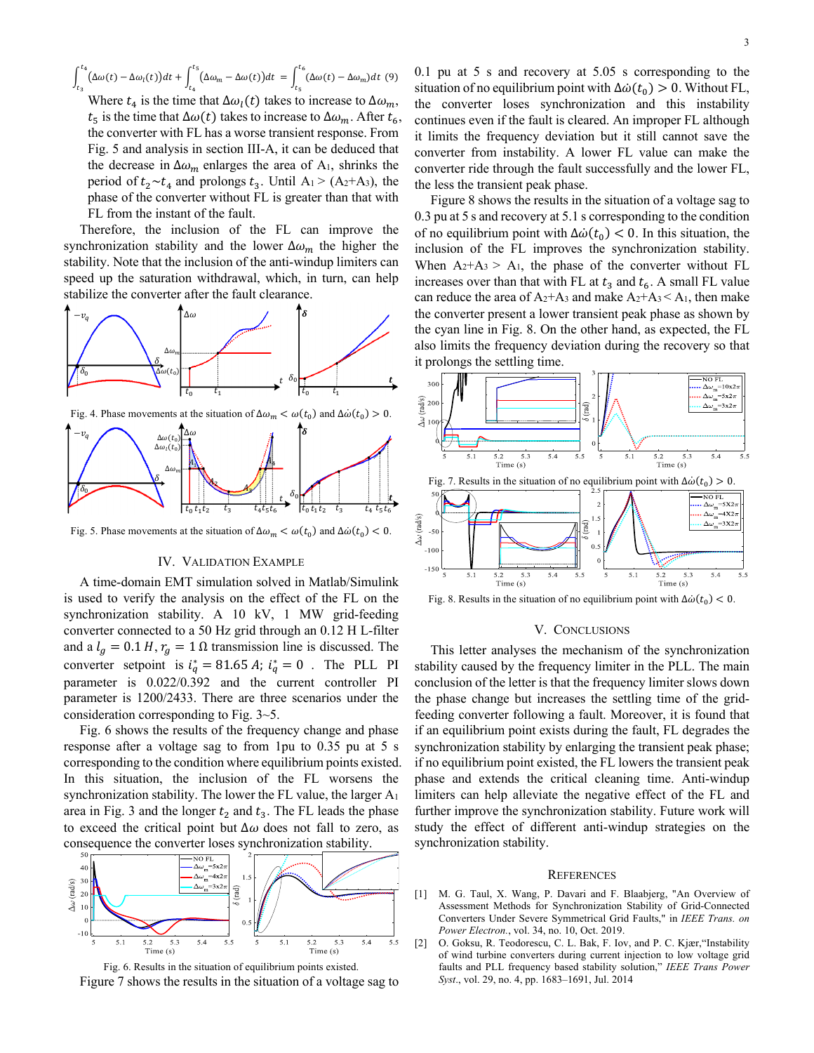$$\int_{t_3}^{t_4}(\Delta\omega(t)-\Delta\omega_l(t))dt+\int_{t_4}^{t_5}(\Delta\omega_m-\Delta\omega(t))dt=\int_{t_5}^{t_6}(\Delta\omega(t)-\Delta\omega_m)dt \quad (9)$$

Where $t_4$ is the time that $\Delta\omega_l(t)$ takes to increase to $\Delta\omega_m$, $t_5$ is the time that $\Delta\omega(t)$ takes to increase to $\Delta\omega_m$. After $t_6$, the converter with FL has a worse transient response. From Fig. 5 and analysis in section III-A, it can be deduced that the decrease in $\Delta\omega_m$ enlarges the area of A1, shrinks the period of $t_2$~$t_4$ and prolongs $t_3$. Until A1 > (A2+A3), the phase of the converter without FL is greater than that with FL from the instant of the fault.

Therefore, the inclusion of the FL can improve the synchronization stability and the lower $\Delta\omega_m$ the higher the stability. Note that the inclusion of the anti-windup limiters can speed up the saturation withdrawal, which, in turn, can help stabilize the converter after the fault clearance.

Fig. 4. Phase movements at the situation of $\Delta\omega_m < \omega(t_0)$ and $\Delta\dot{\omega}(t_0) > 0$.

Fig. 5. Phase movements at the situation of $\Delta\omega_m < \omega(t_0)$ and $\Delta\dot{\omega}(t_0) < 0$.

## IV. Validation Example

A time-domain EMT simulation solved in Matlab/Simulink is used to verify the analysis on the effect of the FL on the synchronization stability. A 10 kV, 1 MW grid-feeding converter connected to a 50 Hz grid through an 0.12 H L-filter and a $l_g = 0.1\,H$, $r_g = 1\,\Omega$ transmission line is discussed. The converter setpoint is $i_q^* = 81.65\,A$; $i_q^* = 0$. The PLL PI parameter is 0.022/0.392 and the current controller PI parameter is 1200/2433. There are three scenarios under the consideration corresponding to Fig. 3~5.

Fig. 6 shows the results of the frequency change and phase response after a voltage sag to from 1pu to 0.35 pu at 5 s corresponding to the condition where equilibrium points existed. In this situation, the inclusion of the FL worsens the synchronization stability. The lower the FL value, the larger A1 area in Fig. 3 and the longer $t_2$ and $t_3$. The FL leads the phase to exceed the critical point but $\Delta\omega$ does not fall to zero, as consequence the converter loses synchronization stability.

Fig. 6. Results in the situation of equilibrium points existed.

Figure 7 shows the results in the situation of a voltage sag to 0.1 pu at 5 s and recovery at 5.05 s corresponding to the situation of no equilibrium point with $\Delta\dot{\omega}(t_0) > 0$. Without FL, the converter loses synchronization and this instability continues even if the fault is cleared. An improper FL although it limits the frequency deviation but it still cannot save the converter from instability. A lower FL value can make the converter ride through the fault successfully and the lower FL, the less the transient peak phase.

Figure 8 shows the results in the situation of a voltage sag to 0.3 pu at 5 s and recovery at 5.1 s corresponding to the condition of no equilibrium point with $\Delta\dot{\omega}(t_0) < 0$. In this situation, the inclusion of the FL improves the synchronization stability. When A2+A3 > A1, the phase of the converter without FL increases over than that with FL at $t_3$ and $t_6$. A small FL value can reduce the area of A2+A3 and make A2+A3 < A1, then make the converter present a lower transient peak phase as shown by the cyan line in Fig. 8. On the other hand, as expected, the FL also limits the frequency deviation during the recovery so that it prolongs the settling time.

Fig. 7. Results in the situation of no equilibrium point with $\Delta\dot{\omega}(t_0) > 0$.

Fig. 8. Results in the situation of no equilibrium point with $\Delta\dot{\omega}(t_0) < 0$.

## V. Conclusions

This letter analyses the mechanism of the synchronization stability caused by the frequency limiter in the PLL. The main conclusion of the letter is that the frequency limiter slows down the phase change but increases the settling time of the grid-feeding converter following a fault. Moreover, it is found that if an equilibrium point exists during the fault, FL degrades the synchronization stability by enlarging the transient peak phase; if no equilibrium point existed, the FL lowers the transient peak phase and extends the critical cleaning time. Anti-windup limiters can help alleviate the negative effect of the FL and further improve the synchronization stability. Future work will study the effect of different anti-windup strategies on the synchronization stability.

## References

[1] M. G. Taul, X. Wang, P. Davari and F. Blaabjerg, "An Overview of Assessment Methods for Synchronization Stability of Grid-Connected Converters Under Severe Symmetrical Grid Faults," in *IEEE Trans. on Power Electron.*, vol. 34, no. 10, Oct. 2019.

[2] O. Goksu, R. Teodorescu, C. L. Bak, F. Iov, and P. C. Kjær,"Instability of wind turbine converters during current injection to low voltage grid faults and PLL frequency based stability solution," *IEEE Trans Power Syst.*, vol. 29, no. 4, pp. 1683–1691, Jul. 2014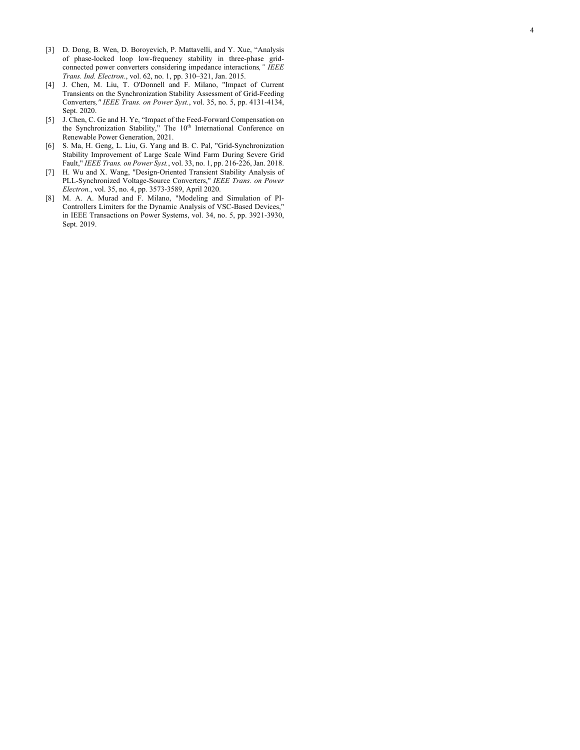[3] D. Dong, B. Wen, D. Boroyevich, P. Mattavelli, and Y. Xue, "Analysis of phase-locked loop low-frequency stability in three-phase grid-connected power converters considering impedance interactions*," IEEE Trans. Ind. Electron*., vol. 62, no. 1, pp. 310–321, Jan. 2015.

[4] J. Chen, M. Liu, T. O'Donnell and F. Milano, "Impact of Current Transients on the Synchronization Stability Assessment of Grid-Feeding Converters*," IEEE Trans. on Power Syst.*, vol. 35, no. 5, pp. 4131-4134, Sept. 2020.

[5] J. Chen, C. Ge and H. Ye, "Impact of the Feed-Forward Compensation on the Synchronization Stability," The 10th International Conference on Renewable Power Generation, 2021.

[6] S. Ma, H. Geng, L. Liu, G. Yang and B. C. Pal, "Grid-Synchronization Stability Improvement of Large Scale Wind Farm During Severe Grid Fault," *IEEE Trans. on Power Syst.*, vol. 33, no. 1, pp. 216-226, Jan. 2018.

[7] H. Wu and X. Wang, "Design-Oriented Transient Stability Analysis of PLL-Synchronized Voltage-Source Converters," *IEEE Trans. on Power Electron.*, vol. 35, no. 4, pp. 3573-3589, April 2020.

[8] M. A. A. Murad and F. Milano, "Modeling and Simulation of PI-Controllers Limiters for the Dynamic Analysis of VSC-Based Devices," in IEEE Transactions on Power Systems, vol. 34, no. 5, pp. 3921-3930, Sept. 2019.